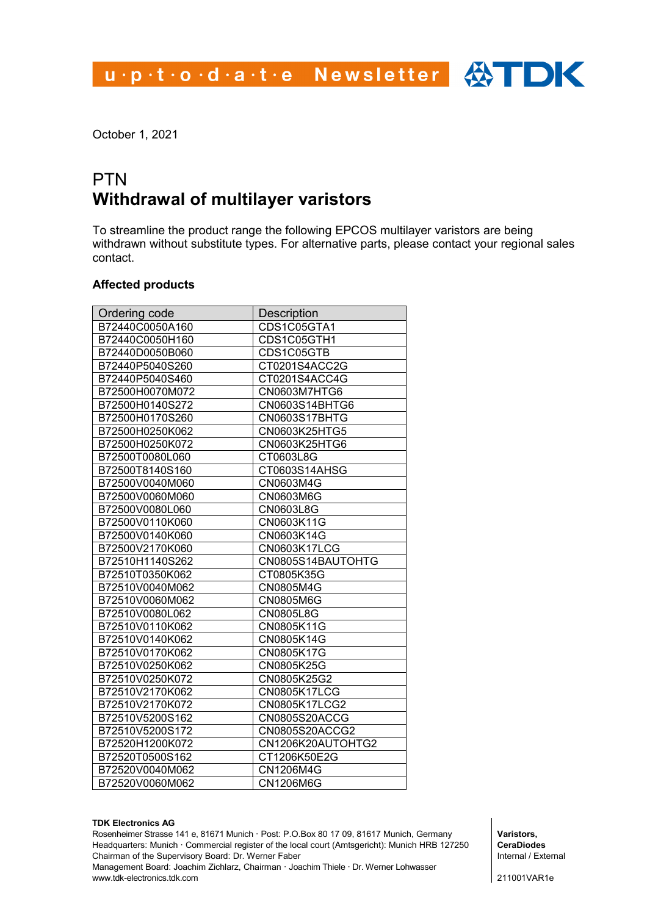October 1, 2021

# PTN
# Withdrawal of multilayer varistors

To streamline the product range the following EPCOS multilayer varistors are being withdrawn without substitute types. For alternative parts, please contact your regional sales contact.

**Affected products**

| Ordering code | Description |
|---|---|
| B72440C0050A160 | CDS1C05GTA1 |
| B72440C0050H160 | CDS1C05GTH1 |
| B72440D0050B060 | CDS1C05GTB |
| B72440P5040S260 | CT0201S4ACC2G |
| B72440P5040S460 | CT0201S4ACC4G |
| B72500H0070M072 | CN0603M7HTG6 |
| B72500H0140S272 | CN0603S14BHTG6 |
| B72500H0170S260 | CN0603S17BHTG |
| B72500H0250K062 | CN0603K25HTG5 |
| B72500H0250K072 | CN0603K25HTG6 |
| B72500T0080L060 | CT0603L8G |
| B72500T8140S160 | CT0603S14AHSG |
| B72500V0040M060 | CN0603M4G |
| B72500V0060M060 | CN0603M6G |
| B72500V0080L060 | CN0603L8G |
| B72500V0110K060 | CN0603K11G |
| B72500V0140K060 | CN0603K14G |
| B72500V2170K060 | CN0603K17LCG |
| B72510H1140S262 | CN0805S14BAUTOHTG |
| B72510T0350K062 | CT0805K35G |
| B72510V0040M062 | CN0805M4G |
| B72510V0060M062 | CN0805M6G |
| B72510V0080L062 | CN0805L8G |
| B72510V0110K062 | CN0805K11G |
| B72510V0140K062 | CN0805K14G |
| B72510V0170K062 | CN0805K17G |
| B72510V0250K062 | CN0805K25G |
| B72510V0250K072 | CN0805K25G2 |
| B72510V2170K062 | CN0805K17LCG |
| B72510V2170K072 | CN0805K17LCG2 |
| B72510V5200S162 | CN0805S20ACCG |
| B72510V5200S172 | CN0805S20ACCG2 |
| B72520H1200K072 | CN1206K20AUTOHTG2 |
| B72520T0500S162 | CT1206K50E2G |
| B72520V0040M062 | CN1206M4G |
| B72520V0060M062 | CN1206M6G |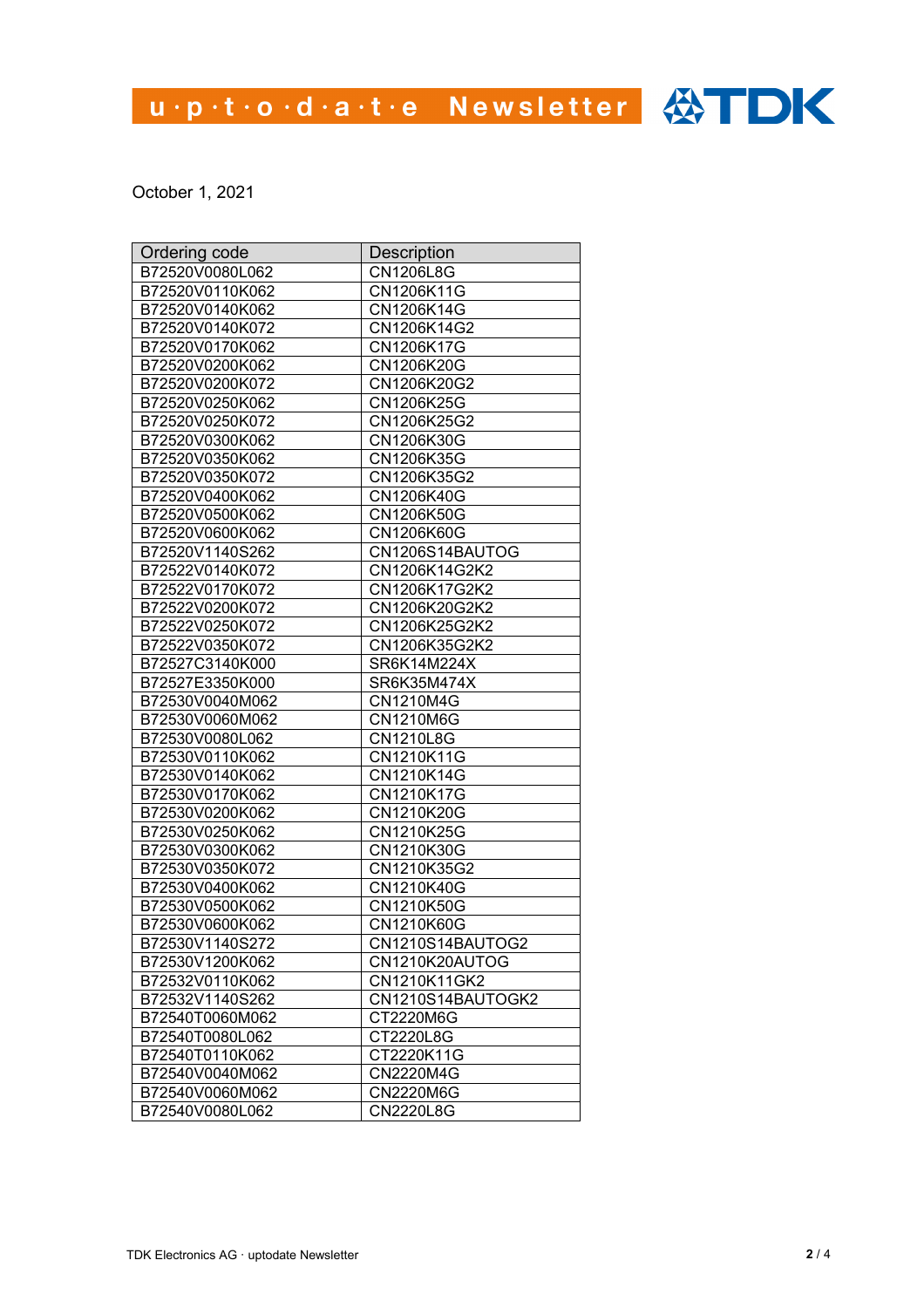October 1, 2021

| Ordering code | Description |
|---|---|
| B72520V0080L062 | CN1206L8G |
| B72520V0110K062 | CN1206K11G |
| B72520V0140K062 | CN1206K14G |
| B72520V0140K072 | CN1206K14G2 |
| B72520V0170K062 | CN1206K17G |
| B72520V0200K062 | CN1206K20G |
| B72520V0200K072 | CN1206K20G2 |
| B72520V0250K062 | CN1206K25G |
| B72520V0250K072 | CN1206K25G2 |
| B72520V0300K062 | CN1206K30G |
| B72520V0350K062 | CN1206K35G |
| B72520V0350K072 | CN1206K35G2 |
| B72520V0400K062 | CN1206K40G |
| B72520V0500K062 | CN1206K50G |
| B72520V0600K062 | CN1206K60G |
| B72520V1140S262 | CN1206S14BAUTOG |
| B72522V0140K072 | CN1206K14G2K2 |
| B72522V0170K072 | CN1206K17G2K2 |
| B72522V0200K072 | CN1206K20G2K2 |
| B72522V0250K072 | CN1206K25G2K2 |
| B72522V0350K072 | CN1206K35G2K2 |
| B72527C3140K000 | SR6K14M224X |
| B72527E3350K000 | SR6K35M474X |
| B72530V0040M062 | CN1210M4G |
| B72530V0060M062 | CN1210M6G |
| B72530V0080L062 | CN1210L8G |
| B72530V0110K062 | CN1210K11G |
| B72530V0140K062 | CN1210K14G |
| B72530V0170K062 | CN1210K17G |
| B72530V0200K062 | CN1210K20G |
| B72530V0250K062 | CN1210K25G |
| B72530V0300K062 | CN1210K30G |
| B72530V0350K072 | CN1210K35G2 |
| B72530V0400K062 | CN1210K40G |
| B72530V0500K062 | CN1210K50G |
| B72530V0600K062 | CN1210K60G |
| B72530V1140S272 | CN1210S14BAUTOG2 |
| B72530V1200K062 | CN1210K20AUTOG |
| B72532V0110K062 | CN1210K11GK2 |
| B72532V1140S262 | CN1210S14BAUTOGK2 |
| B72540T0060M062 | CT2220M6G |
| B72540T0080L062 | CT2220L8G |
| B72540T0110K062 | CT2220K11G |
| B72540V0040M062 | CN2220M4G |
| B72540V0060M062 | CN2220M6G |
| B72540V0080L062 | CN2220L8G |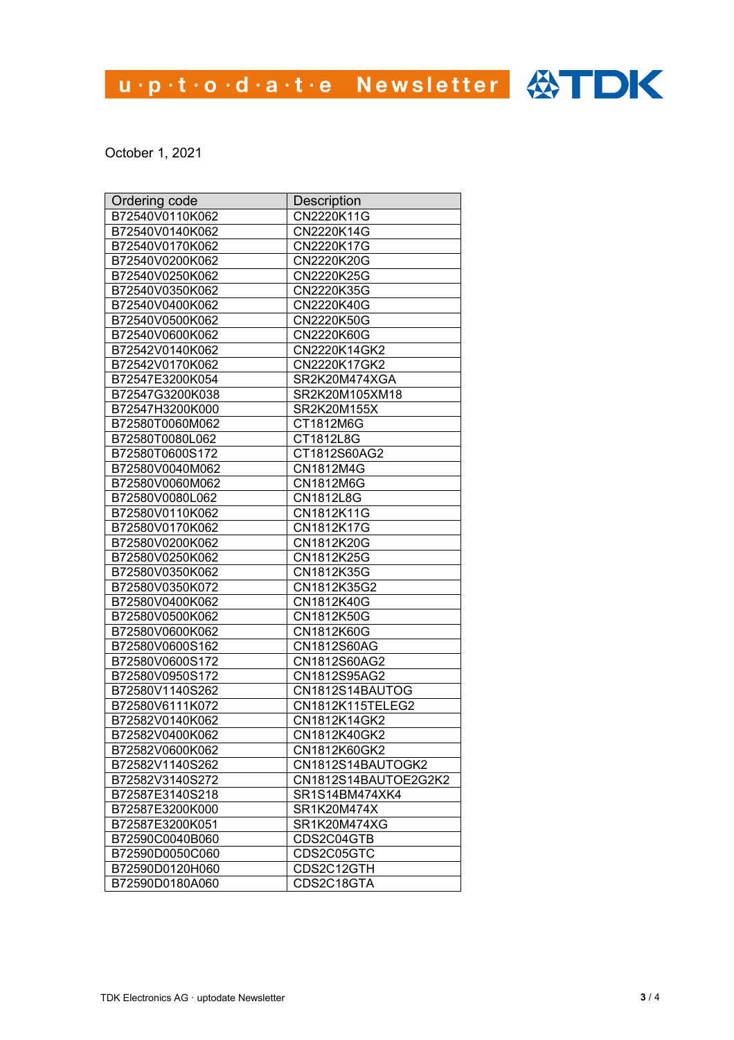October 1, 2021

| Ordering code | Description |
|---|---|
| B72540V0110K062 | CN2220K11G |
| B72540V0140K062 | CN2220K14G |
| B72540V0170K062 | CN2220K17G |
| B72540V0200K062 | CN2220K20G |
| B72540V0250K062 | CN2220K25G |
| B72540V0350K062 | CN2220K35G |
| B72540V0400K062 | CN2220K40G |
| B72540V0500K062 | CN2220K50G |
| B72540V0600K062 | CN2220K60G |
| B72542V0140K062 | CN2220K14GK2 |
| B72542V0170K062 | CN2220K17GK2 |
| B72547E3200K054 | SR2K20M474XGA |
| B72547G3200K038 | SR2K20M105XM18 |
| B72547H3200K000 | SR2K20M155X |
| B72580T0060M062 | CT1812M6G |
| B72580T0080L062 | CT1812L8G |
| B72580T0600S172 | CT1812S60AG2 |
| B72580V0040M062 | CN1812M4G |
| B72580V0060M062 | CN1812M6G |
| B72580V0080L062 | CN1812L8G |
| B72580V0110K062 | CN1812K11G |
| B72580V0170K062 | CN1812K17G |
| B72580V0200K062 | CN1812K20G |
| B72580V0250K062 | CN1812K25G |
| B72580V0350K062 | CN1812K35G |
| B72580V0350K072 | CN1812K35G2 |
| B72580V0400K062 | CN1812K40G |
| B72580V0500K062 | CN1812K50G |
| B72580V0600K062 | CN1812K60G |
| B72580V0600S162 | CN1812S60AG |
| B72580V0600S172 | CN1812S60AG2 |
| B72580V0950S172 | CN1812S95AG2 |
| B72580V1140S262 | CN1812S14BAUTOG |
| B72580V6111K072 | CN1812K115TELEG2 |
| B72582V0140K062 | CN1812K14GK2 |
| B72582V0400K062 | CN1812K40GK2 |
| B72582V0600K062 | CN1812K60GK2 |
| B72582V1140S262 | CN1812S14BAUTOGK2 |
| B72582V3140S272 | CN1812S14BAUTOE2G2K2 |
| B72587E3140S218 | SR1S14BM474XK4 |
| B72587E3200K000 | SR1K20M474X |
| B72587E3200K051 | SR1K20M474XG |
| B72590C0040B060 | CDS2C04GTB |
| B72590D0050C060 | CDS2C05GTC |
| B72590D0120H060 | CDS2C12GTH |
| B72590D0180A060 | CDS2C18GTA |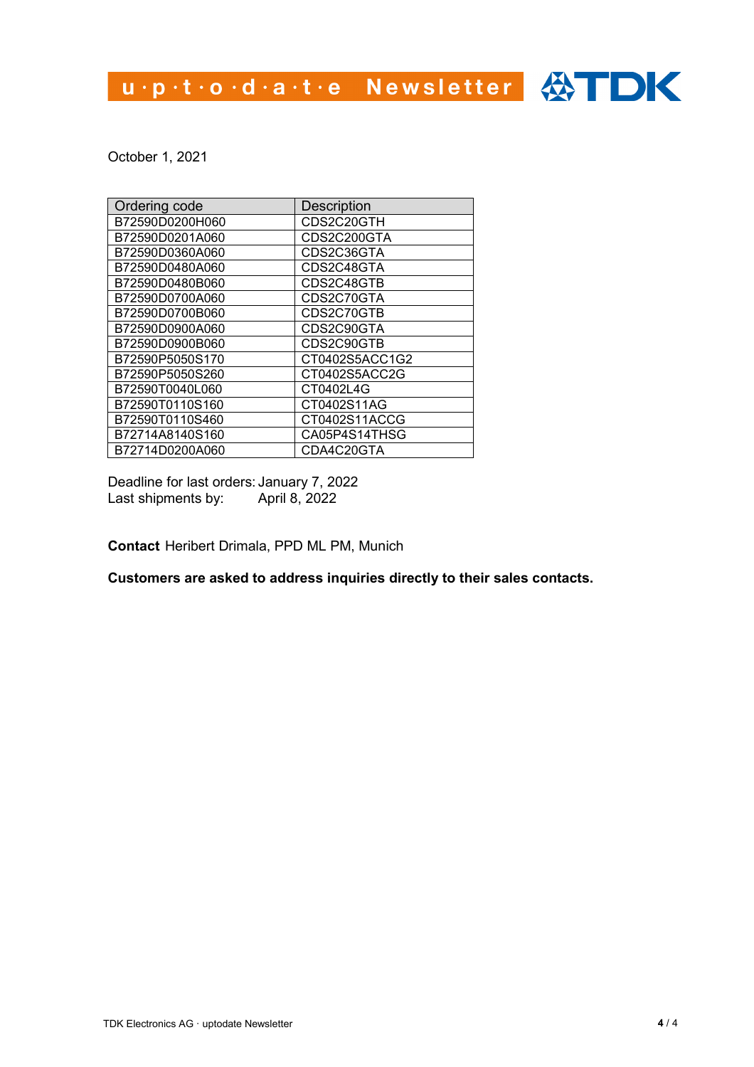October 1, 2021

| Ordering code | Description |
|---|---|
| B72590D0200H060 | CDS2C20GTH |
| B72590D0201A060 | CDS2C200GTA |
| B72590D0360A060 | CDS2C36GTA |
| B72590D0480A060 | CDS2C48GTA |
| B72590D0480B060 | CDS2C48GTB |
| B72590D0700A060 | CDS2C70GTA |
| B72590D0700B060 | CDS2C70GTB |
| B72590D0900A060 | CDS2C90GTA |
| B72590D0900B060 | CDS2C90GTB |
| B72590P5050S170 | CT0402S5ACC1G2 |
| B72590P5050S260 | CT0402S5ACC2G |
| B72590T0040L060 | CT0402L4G |
| B72590T0110S160 | CT0402S11AG |
| B72590T0110S460 | CT0402S11ACCG |
| B72714A8140S160 | CA05P4S14THSG |
| B72714D0200A060 | CDA4C20GTA |

Deadline for last orders: January 7, 2022
Last shipments by: April 8, 2022

**Contact** Heribert Drimala, PPD ML PM, Munich

**Customers are asked to address inquiries directly to their sales contacts.**